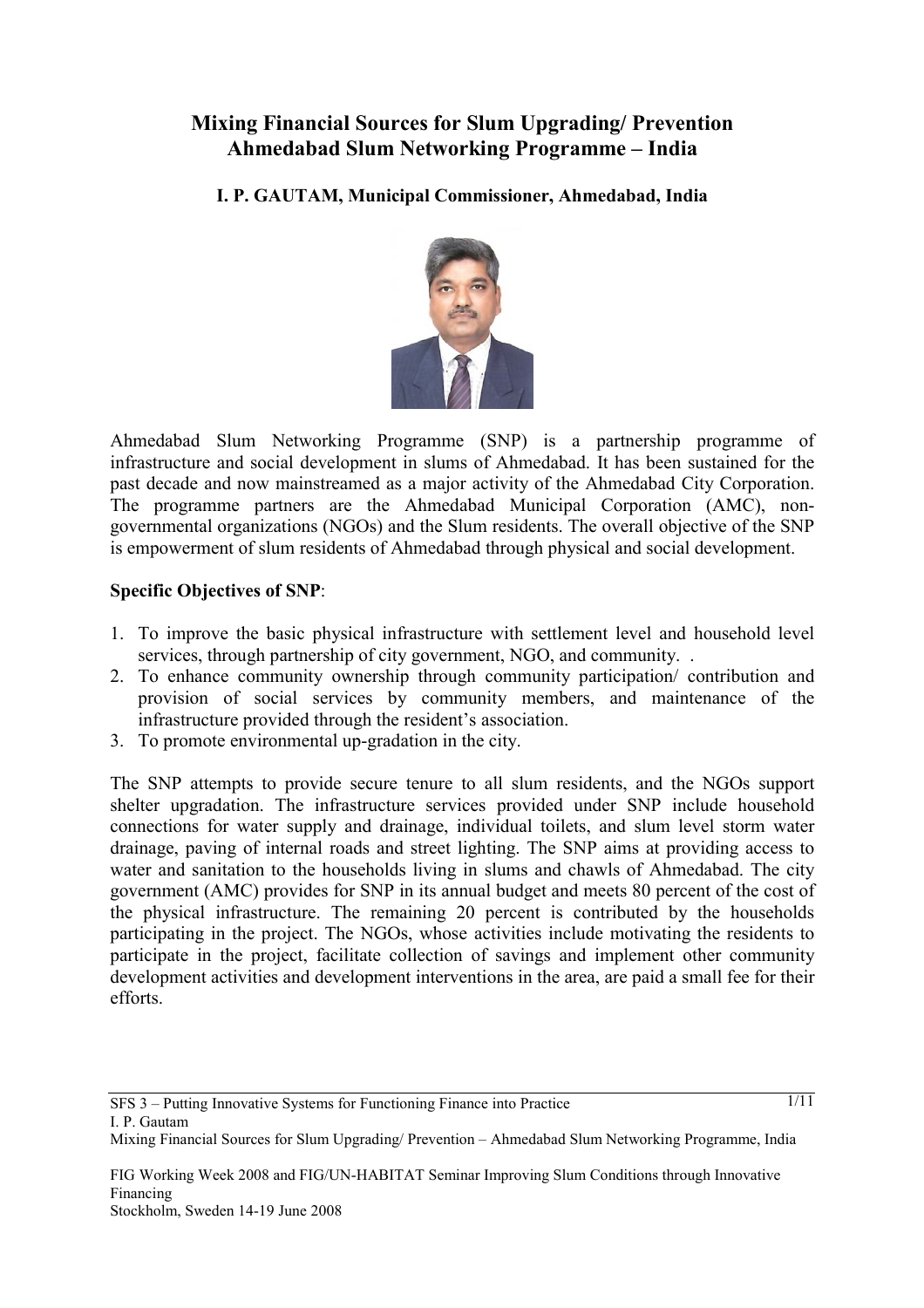# Mixing Financial Sources for Slum Upgrading/ Prevention Ahmedabad Slum Networking Programme – India

**I. P. GAUTAM, Municipal Commissioner, Ahmedabad, India**

Ahmedabad Slum Networking Programme (SNP) is a partnership programme of infrastructure and social development in slums of Ahmedabad. It has been sustained for the past decade and now mainstreamed as a major activity of the Ahmedabad City Corporation. The programme partners are the Ahmedabad Municipal Corporation (AMC), non-governmental organizations (NGOs) and the Slum residents. The overall objective of the SNP is empowerment of slum residents of Ahmedabad through physical and social development.

**Specific Objectives of SNP**:

1. To improve the basic physical infrastructure with settlement level and household level services, through partnership of city government, NGO, and community. .
2. To enhance community ownership through community participation/ contribution and provision of social services by community members, and maintenance of the infrastructure provided through the resident's association.
3. To promote environmental up-gradation in the city.

The SNP attempts to provide secure tenure to all slum residents, and the NGOs support shelter upgradation. The infrastructure services provided under SNP include household connections for water supply and drainage, individual toilets, and slum level storm water drainage, paving of internal roads and street lighting. The SNP aims at providing access to water and sanitation to the households living in slums and chawls of Ahmedabad. The city government (AMC) provides for SNP in its annual budget and meets 80 percent of the cost of the physical infrastructure. The remaining 20 percent is contributed by the households participating in the project. The NGOs, whose activities include motivating the residents to participate in the project, facilitate collection of savings and implement other community development activities and development interventions in the area, are paid a small fee for their efforts.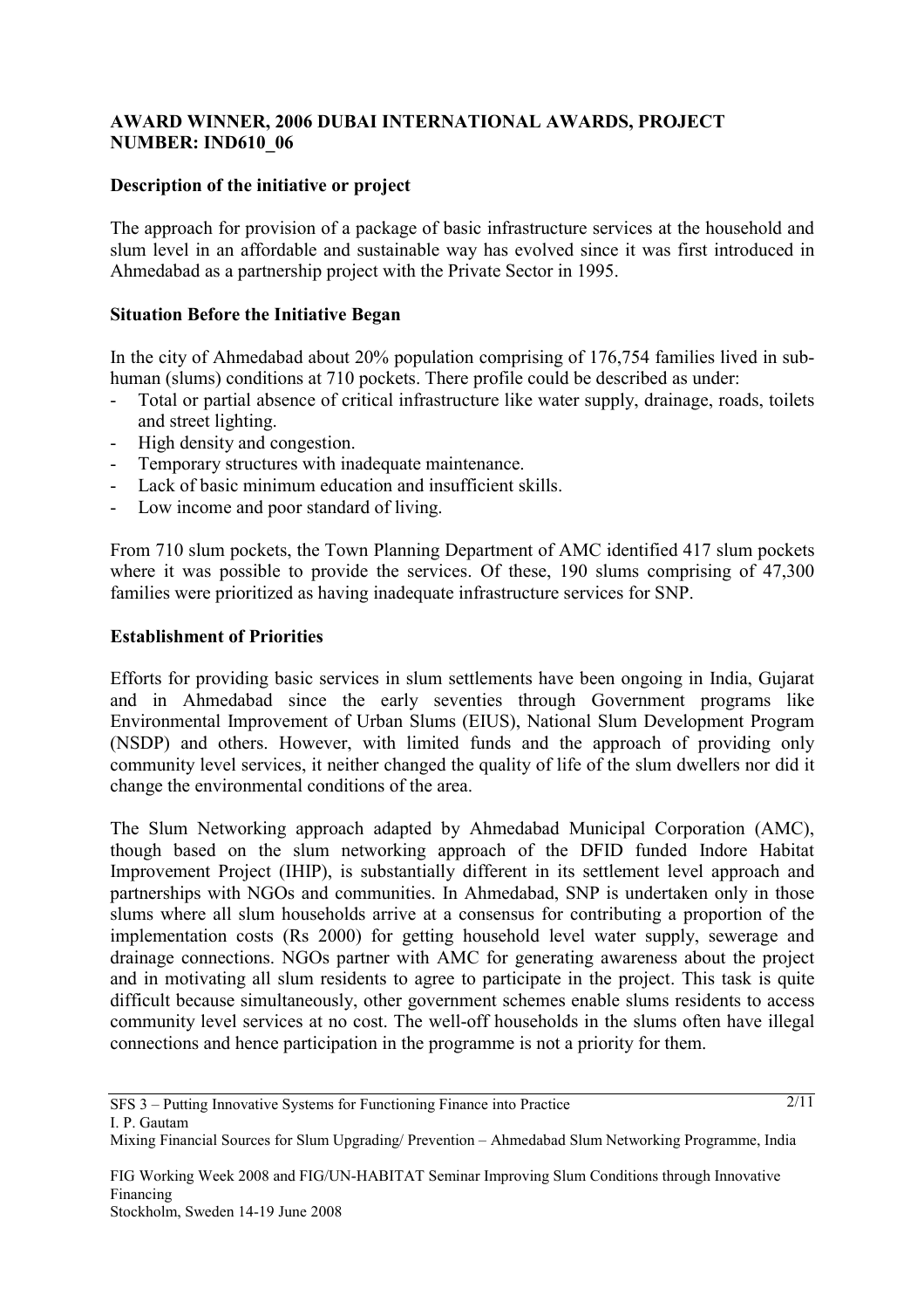**AWARD WINNER, 2006 DUBAI INTERNATIONAL AWARDS, PROJECT NUMBER: IND610_06**

**Description of the initiative or project**

The approach for provision of a package of basic infrastructure services at the household and slum level in an affordable and sustainable way has evolved since it was first introduced in Ahmedabad as a partnership project with the Private Sector in 1995.

**Situation Before the Initiative Began**

In the city of Ahmedabad about 20% population comprising of 176,754 families lived in sub-human (slums) conditions at 710 pockets. There profile could be described as under:

- Total or partial absence of critical infrastructure like water supply, drainage, roads, toilets and street lighting.
- High density and congestion.
- Temporary structures with inadequate maintenance.
- Lack of basic minimum education and insufficient skills.
- Low income and poor standard of living.

From 710 slum pockets, the Town Planning Department of AMC identified 417 slum pockets where it was possible to provide the services. Of these, 190 slums comprising of 47,300 families were prioritized as having inadequate infrastructure services for SNP.

**Establishment of Priorities**

Efforts for providing basic services in slum settlements have been ongoing in India, Gujarat and in Ahmedabad since the early seventies through Government programs like Environmental Improvement of Urban Slums (EIUS), National Slum Development Program (NSDP) and others. However, with limited funds and the approach of providing only community level services, it neither changed the quality of life of the slum dwellers nor did it change the environmental conditions of the area.

The Slum Networking approach adapted by Ahmedabad Municipal Corporation (AMC), though based on the slum networking approach of the DFID funded Indore Habitat Improvement Project (IHIP), is substantially different in its settlement level approach and partnerships with NGOs and communities. In Ahmedabad, SNP is undertaken only in those slums where all slum households arrive at a consensus for contributing a proportion of the implementation costs (Rs 2000) for getting household level water supply, sewerage and drainage connections. NGOs partner with AMC for generating awareness about the project and in motivating all slum residents to agree to participate in the project. This task is quite difficult because simultaneously, other government schemes enable slums residents to access community level services at no cost. The well-off households in the slums often have illegal connections and hence participation in the programme is not a priority for them.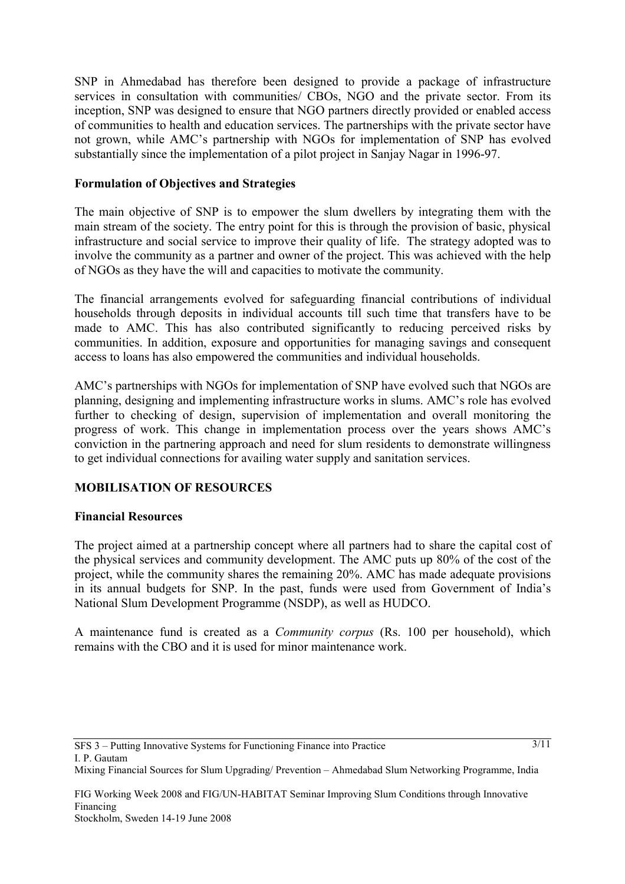SNP in Ahmedabad has therefore been designed to provide a package of infrastructure services in consultation with communities/ CBOs, NGO and the private sector. From its inception, SNP was designed to ensure that NGO partners directly provided or enabled access of communities to health and education services. The partnerships with the private sector have not grown, while AMC's partnership with NGOs for implementation of SNP has evolved substantially since the implementation of a pilot project in Sanjay Nagar in 1996-97.

### Formulation of Objectives and Strategies

The main objective of SNP is to empower the slum dwellers by integrating them with the main stream of the society. The entry point for this is through the provision of basic, physical infrastructure and social service to improve their quality of life. The strategy adopted was to involve the community as a partner and owner of the project. This was achieved with the help of NGOs as they have the will and capacities to motivate the community.

The financial arrangements evolved for safeguarding financial contributions of individual households through deposits in individual accounts till such time that transfers have to be made to AMC. This has also contributed significantly to reducing perceived risks by communities. In addition, exposure and opportunities for managing savings and consequent access to loans has also empowered the communities and individual households.

AMC's partnerships with NGOs for implementation of SNP have evolved such that NGOs are planning, designing and implementing infrastructure works in slums. AMC's role has evolved further to checking of design, supervision of implementation and overall monitoring the progress of work. This change in implementation process over the years shows AMC's conviction in the partnering approach and need for slum residents to demonstrate willingness to get individual connections for availing water supply and sanitation services.

## MOBILISATION OF RESOURCES

### Financial Resources

The project aimed at a partnership concept where all partners had to share the capital cost of the physical services and community development. The AMC puts up 80% of the cost of the project, while the community shares the remaining 20%. AMC has made adequate provisions in its annual budgets for SNP. In the past, funds were used from Government of India's National Slum Development Programme (NSDP), as well as HUDCO.

A maintenance fund is created as a *Community corpus* (Rs. 100 per household), which remains with the CBO and it is used for minor maintenance work.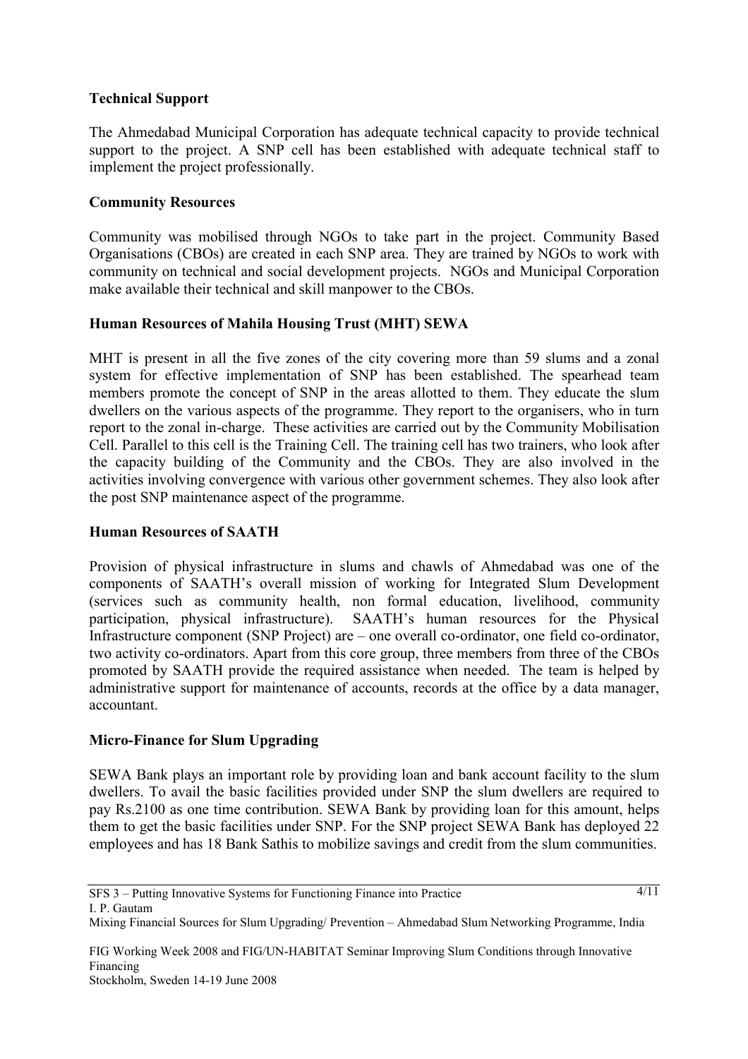**Technical Support**

The Ahmedabad Municipal Corporation has adequate technical capacity to provide technical support to the project. A SNP cell has been established with adequate technical staff to implement the project professionally.

**Community Resources**

Community was mobilised through NGOs to take part in the project. Community Based Organisations (CBOs) are created in each SNP area. They are trained by NGOs to work with community on technical and social development projects. NGOs and Municipal Corporation make available their technical and skill manpower to the CBOs.

**Human Resources of Mahila Housing Trust (MHT) SEWA**

MHT is present in all the five zones of the city covering more than 59 slums and a zonal system for effective implementation of SNP has been established. The spearhead team members promote the concept of SNP in the areas allotted to them. They educate the slum dwellers on the various aspects of the programme. They report to the organisers, who in turn report to the zonal in-charge. These activities are carried out by the Community Mobilisation Cell. Parallel to this cell is the Training Cell. The training cell has two trainers, who look after the capacity building of the Community and the CBOs. They are also involved in the activities involving convergence with various other government schemes. They also look after the post SNP maintenance aspect of the programme.

**Human Resources of SAATH**

Provision of physical infrastructure in slums and chawls of Ahmedabad was one of the components of SAATH's overall mission of working for Integrated Slum Development (services such as community health, non formal education, livelihood, community participation, physical infrastructure). SAATH's human resources for the Physical Infrastructure component (SNP Project) are – one overall co-ordinator, one field co-ordinator, two activity co-ordinators. Apart from this core group, three members from three of the CBOs promoted by SAATH provide the required assistance when needed. The team is helped by administrative support for maintenance of accounts, records at the office by a data manager, accountant.

**Micro-Finance for Slum Upgrading**

SEWA Bank plays an important role by providing loan and bank account facility to the slum dwellers. To avail the basic facilities provided under SNP the slum dwellers are required to pay Rs.2100 as one time contribution. SEWA Bank by providing loan for this amount, helps them to get the basic facilities under SNP. For the SNP project SEWA Bank has deployed 22 employees and has 18 Bank Sathis to mobilize savings and credit from the slum communities.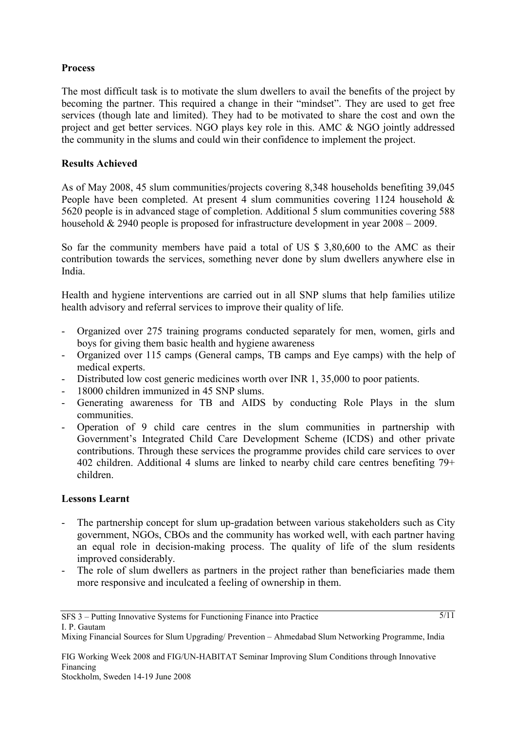**Process**

The most difficult task is to motivate the slum dwellers to avail the benefits of the project by becoming the partner. This required a change in their "mindset". They are used to get free services (though late and limited). They had to be motivated to share the cost and own the project and get better services. NGO plays key role in this. AMC & NGO jointly addressed the community in the slums and could win their confidence to implement the project.

**Results Achieved**

As of May 2008, 45 slum communities/projects covering 8,348 households benefiting 39,045 People have been completed. At present 4 slum communities covering 1124 household & 5620 people is in advanced stage of completion. Additional 5 slum communities covering 588 household & 2940 people is proposed for infrastructure development in year 2008 – 2009.

So far the community members have paid a total of US $ 3,80,600 to the AMC as their contribution towards the services, something never done by slum dwellers anywhere else in India.

Health and hygiene interventions are carried out in all SNP slums that help families utilize health advisory and referral services to improve their quality of life.

- Organized over 275 training programs conducted separately for men, women, girls and boys for giving them basic health and hygiene awareness
- Organized over 115 camps (General camps, TB camps and Eye camps) with the help of medical experts.
- Distributed low cost generic medicines worth over INR 1, 35,000 to poor patients.
- 18000 children immunized in 45 SNP slums.
- Generating awareness for TB and AIDS by conducting Role Plays in the slum communities.
- Operation of 9 child care centres in the slum communities in partnership with Government's Integrated Child Care Development Scheme (ICDS) and other private contributions. Through these services the programme provides child care services to over 402 children. Additional 4 slums are linked to nearby child care centres benefiting 79+ children.

**Lessons Learnt**

- The partnership concept for slum up-gradation between various stakeholders such as City government, NGOs, CBOs and the community has worked well, with each partner having an equal role in decision-making process. The quality of life of the slum residents improved considerably.
- The role of slum dwellers as partners in the project rather than beneficiaries made them more responsive and inculcated a feeling of ownership in them.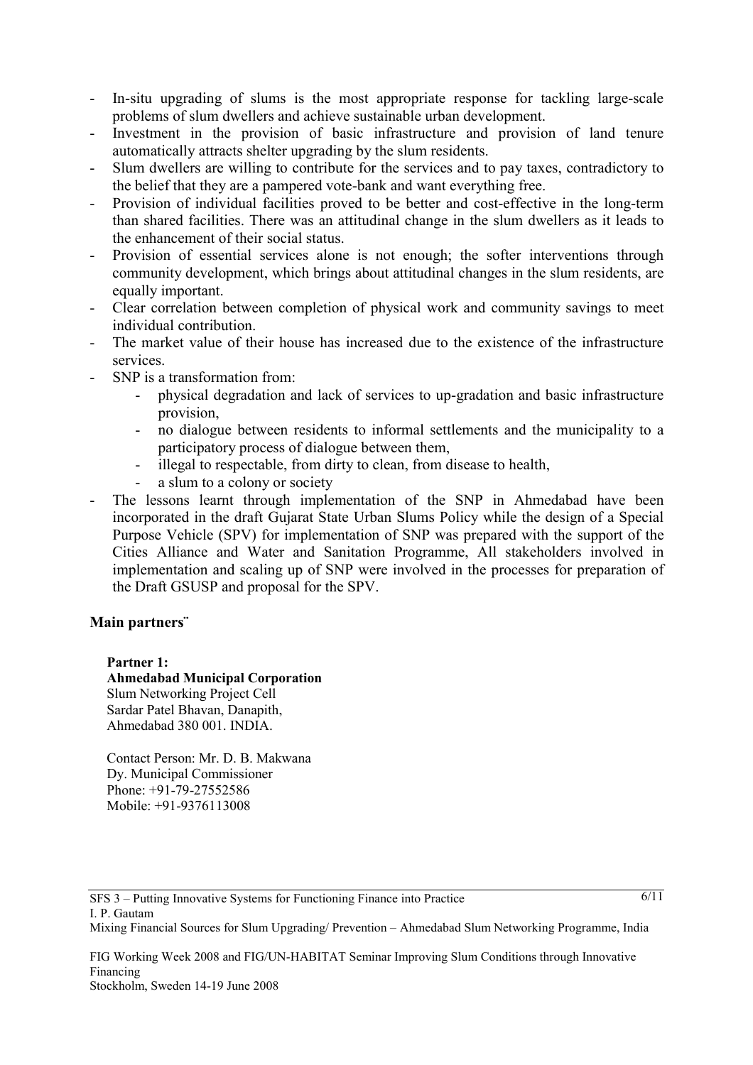- In-situ upgrading of slums is the most appropriate response for tackling large-scale problems of slum dwellers and achieve sustainable urban development.
- Investment in the provision of basic infrastructure and provision of land tenure automatically attracts shelter upgrading by the slum residents.
- Slum dwellers are willing to contribute for the services and to pay taxes, contradictory to the belief that they are a pampered vote-bank and want everything free.
- Provision of individual facilities proved to be better and cost-effective in the long-term than shared facilities. There was an attitudinal change in the slum dwellers as it leads to the enhancement of their social status.
- Provision of essential services alone is not enough; the softer interventions through community development, which brings about attitudinal changes in the slum residents, are equally important.
- Clear correlation between completion of physical work and community savings to meet individual contribution.
- The market value of their house has increased due to the existence of the infrastructure services.
- SNP is a transformation from:
  - physical degradation and lack of services to up-gradation and basic infrastructure provision,
  - no dialogue between residents to informal settlements and the municipality to a participatory process of dialogue between them,
  - illegal to respectable, from dirty to clean, from disease to health,
  - a slum to a colony or society
- The lessons learnt through implementation of the SNP in Ahmedabad have been incorporated in the draft Gujarat State Urban Slums Policy while the design of a Special Purpose Vehicle (SPV) for implementation of SNP was prepared with the support of the Cities Alliance and Water and Sanitation Programme, All stakeholders involved in implementation and scaling up of SNP were involved in the processes for preparation of the Draft GSUSP and proposal for the SPV.

## Main partners¨

**Partner 1:**
**Ahmedabad Municipal Corporation**
Slum Networking Project Cell
Sardar Patel Bhavan, Danapith,
Ahmedabad 380 001. INDIA.

Contact Person: Mr. D. B. Makwana
Dy. Municipal Commissioner
Phone: +91-79-27552586
Mobile: +91-9376113008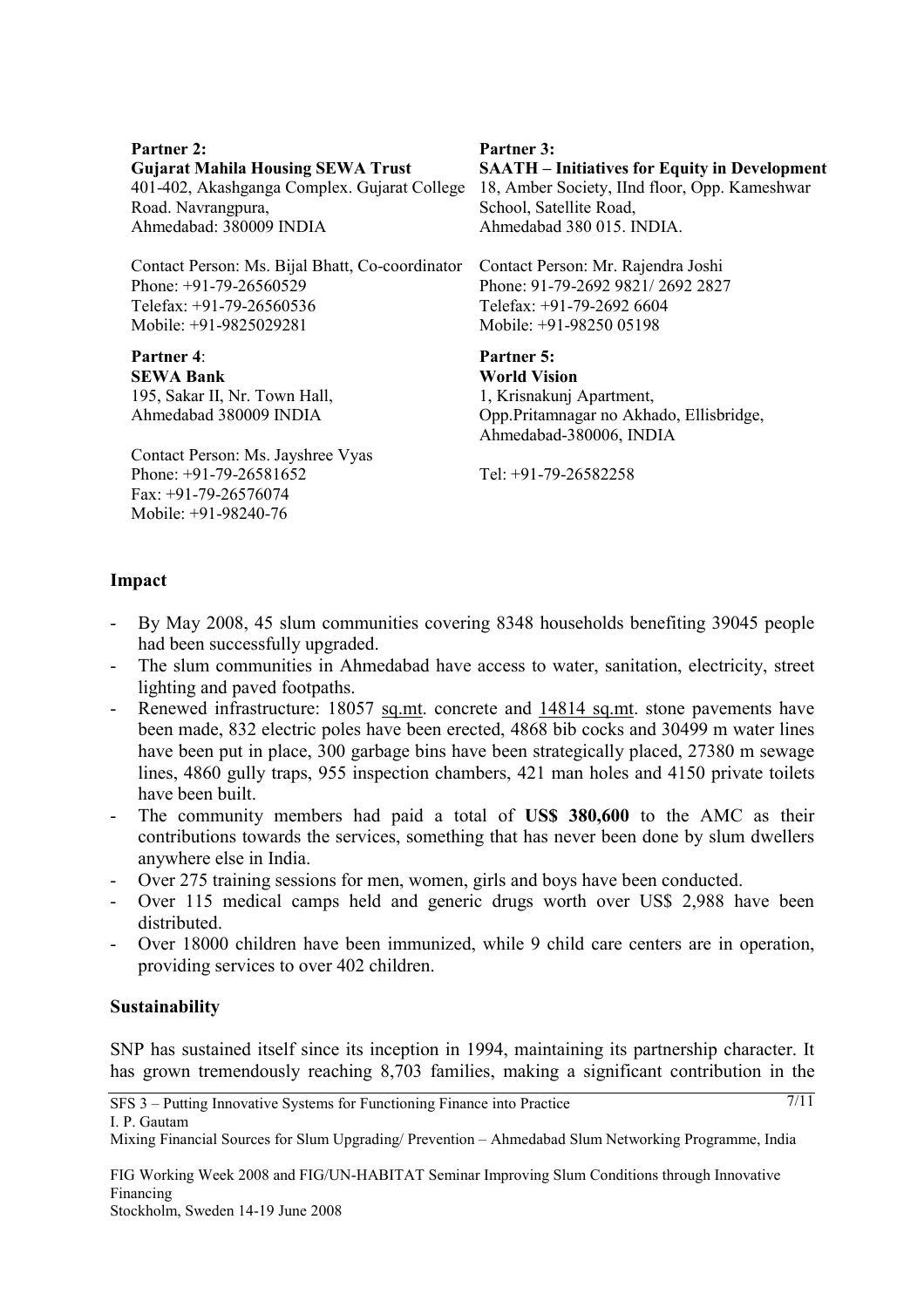**Partner 2:**
**Gujarat Mahila Housing SEWA Trust**
401-402, Akashganga Complex. Gujarat College Road. Navrangpura,
Ahmedabad: 380009 INDIA

Contact Person: Ms. Bijal Bhatt, Co-coordinator
Phone: +91-79-26560529
Telefax: +91-79-26560536
Mobile: +91-9825029281

**Partner 3:**
**SAATH – Initiatives for Equity in Development**
18, Amber Society, IInd floor, Opp. Kameshwar School, Satellite Road,
Ahmedabad 380 015. INDIA.

Contact Person: Mr. Rajendra Joshi
Phone: 91-79-2692 9821/ 2692 2827
Telefax: +91-79-2692 6604
Mobile: +91-98250 05198

**Partner 4**:
**SEWA Bank**
195, Sakar II, Nr. Town Hall,
Ahmedabad 380009 INDIA

Contact Person: Ms. Jayshree Vyas
Phone: +91-79-26581652
Fax: +91-79-26576074
Mobile: +91-98240-76

**Partner 5:**
**World Vision**
1, Krisnakunj Apartment,
Opp.Pritamnagar no Akhado, Ellisbridge,
Ahmedabad-380006, INDIA

Tel: +91-79-26582258

## Impact

- By May 2008, 45 slum communities covering 8348 households benefiting 39045 people had been successfully upgraded.
- The slum communities in Ahmedabad have access to water, sanitation, electricity, street lighting and paved footpaths.
- Renewed infrastructure: 18057 sq.mt. concrete and 14814 sq.mt. stone pavements have been made, 832 electric poles have been erected, 4868 bib cocks and 30499 m water lines have been put in place, 300 garbage bins have been strategically placed, 27380 m sewage lines, 4860 gully traps, 955 inspection chambers, 421 man holes and 4150 private toilets have been built.
- The community members had paid a total of **US$ 380,600** to the AMC as their contributions towards the services, something that has never been done by slum dwellers anywhere else in India.
- Over 275 training sessions for men, women, girls and boys have been conducted.
- Over 115 medical camps held and generic drugs worth over US$ 2,988 have been distributed.
- Over 18000 children have been immunized, while 9 child care centers are in operation, providing services to over 402 children.

## Sustainability

SNP has sustained itself since its inception in 1994, maintaining its partnership character. It has grown tremendously reaching 8,703 families, making a significant contribution in the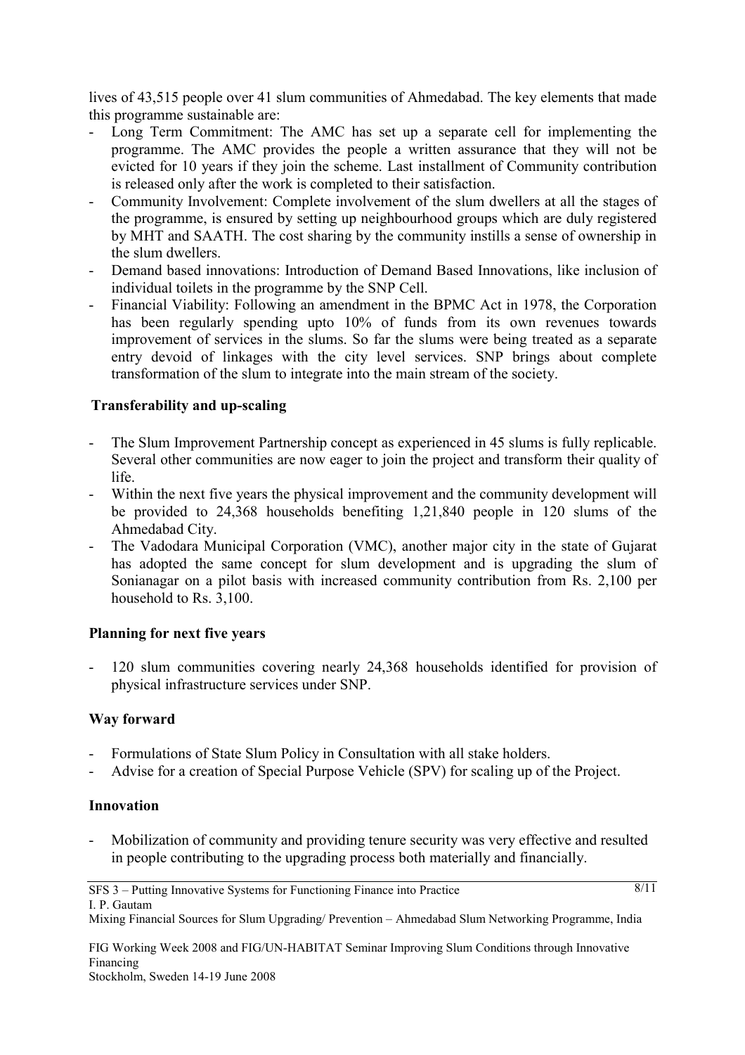lives of 43,515 people over 41 slum communities of Ahmedabad. The key elements that made this programme sustainable are:

- Long Term Commitment: The AMC has set up a separate cell for implementing the programme. The AMC provides the people a written assurance that they will not be evicted for 10 years if they join the scheme. Last installment of Community contribution is released only after the work is completed to their satisfaction.
- Community Involvement: Complete involvement of the slum dwellers at all the stages of the programme, is ensured by setting up neighbourhood groups which are duly registered by MHT and SAATH. The cost sharing by the community instills a sense of ownership in the slum dwellers.
- Demand based innovations: Introduction of Demand Based Innovations, like inclusion of individual toilets in the programme by the SNP Cell.
- Financial Viability: Following an amendment in the BPMC Act in 1978, the Corporation has been regularly spending upto 10% of funds from its own revenues towards improvement of services in the slums. So far the slums were being treated as a separate entry devoid of linkages with the city level services. SNP brings about complete transformation of the slum to integrate into the main stream of the society.

**Transferability and up-scaling**

- The Slum Improvement Partnership concept as experienced in 45 slums is fully replicable. Several other communities are now eager to join the project and transform their quality of life.
- Within the next five years the physical improvement and the community development will be provided to 24,368 households benefiting 1,21,840 people in 120 slums of the Ahmedabad City.
- The Vadodara Municipal Corporation (VMC), another major city in the state of Gujarat has adopted the same concept for slum development and is upgrading the slum of Sonianagar on a pilot basis with increased community contribution from Rs. 2,100 per household to Rs. 3,100.

**Planning for next five years**

- 120 slum communities covering nearly 24,368 households identified for provision of physical infrastructure services under SNP.

**Way forward**

- Formulations of State Slum Policy in Consultation with all stake holders.
- Advise for a creation of Special Purpose Vehicle (SPV) for scaling up of the Project.

**Innovation**

- Mobilization of community and providing tenure security was very effective and resulted in people contributing to the upgrading process both materially and financially.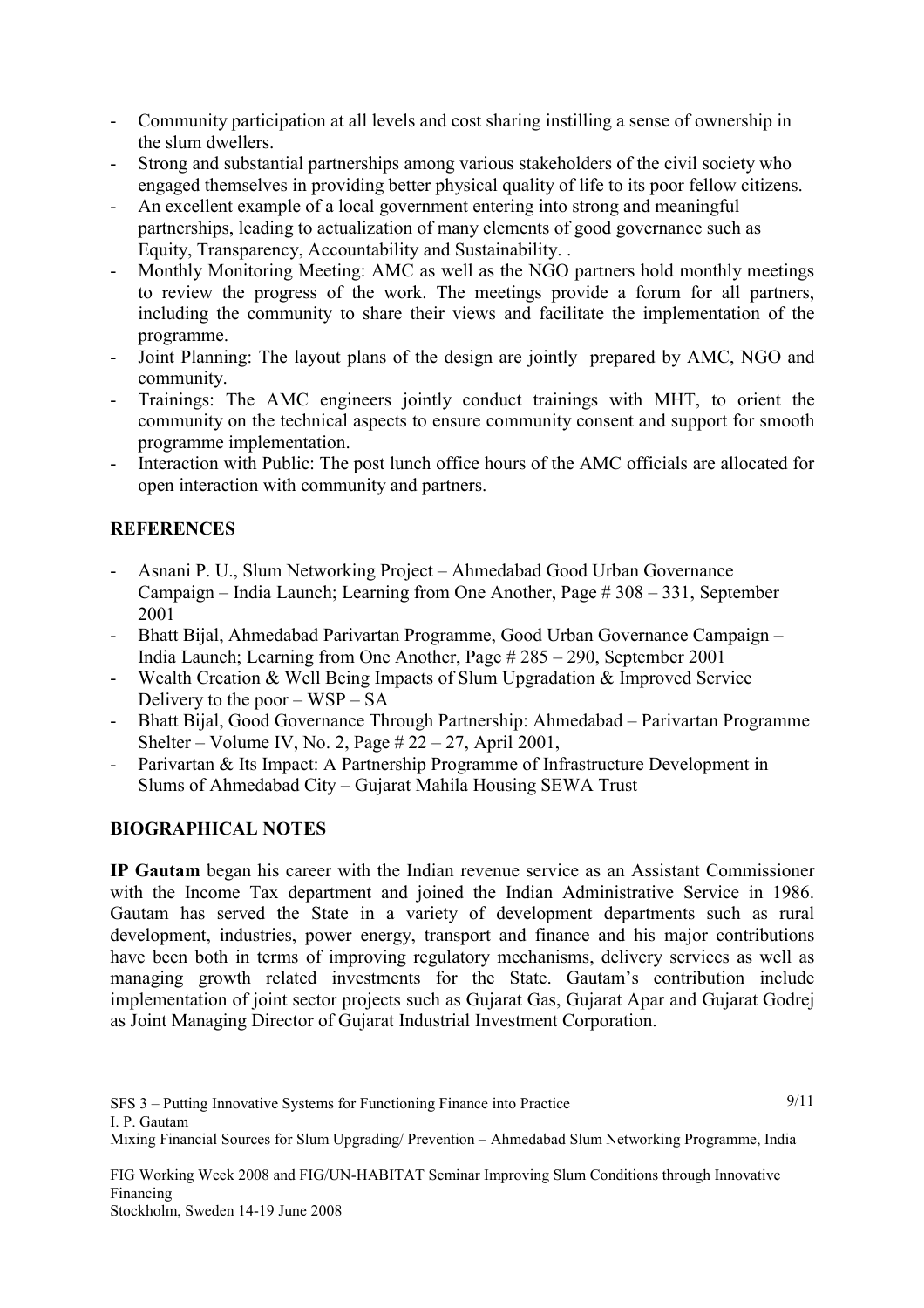- Community participation at all levels and cost sharing instilling a sense of ownership in the slum dwellers.
- Strong and substantial partnerships among various stakeholders of the civil society who engaged themselves in providing better physical quality of life to its poor fellow citizens.
- An excellent example of a local government entering into strong and meaningful partnerships, leading to actualization of many elements of good governance such as Equity, Transparency, Accountability and Sustainability. .
- Monthly Monitoring Meeting: AMC as well as the NGO partners hold monthly meetings to review the progress of the work. The meetings provide a forum for all partners, including the community to share their views and facilitate the implementation of the programme.
- Joint Planning: The layout plans of the design are jointly prepared by AMC, NGO and community.
- Trainings: The AMC engineers jointly conduct trainings with MHT, to orient the community on the technical aspects to ensure community consent and support for smooth programme implementation.
- Interaction with Public: The post lunch office hours of the AMC officials are allocated for open interaction with community and partners.

## REFERENCES

- Asnani P. U., Slum Networking Project – Ahmedabad Good Urban Governance Campaign – India Launch; Learning from One Another, Page # 308 – 331, September 2001
- Bhatt Bijal, Ahmedabad Parivartan Programme, Good Urban Governance Campaign – India Launch; Learning from One Another, Page # 285 – 290, September 2001
- Wealth Creation & Well Being Impacts of Slum Upgradation & Improved Service Delivery to the poor – WSP – SA
- Bhatt Bijal, Good Governance Through Partnership: Ahmedabad – Parivartan Programme Shelter – Volume IV, No. 2, Page # 22 – 27, April 2001,
- Parivartan & Its Impact: A Partnership Programme of Infrastructure Development in Slums of Ahmedabad City – Gujarat Mahila Housing SEWA Trust

## BIOGRAPHICAL NOTES

**IP Gautam** began his career with the Indian revenue service as an Assistant Commissioner with the Income Tax department and joined the Indian Administrative Service in 1986. Gautam has served the State in a variety of development departments such as rural development, industries, power energy, transport and finance and his major contributions have been both in terms of improving regulatory mechanisms, delivery services as well as managing growth related investments for the State. Gautam's contribution include implementation of joint sector projects such as Gujarat Gas, Gujarat Apar and Gujarat Godrej as Joint Managing Director of Gujarat Industrial Investment Corporation.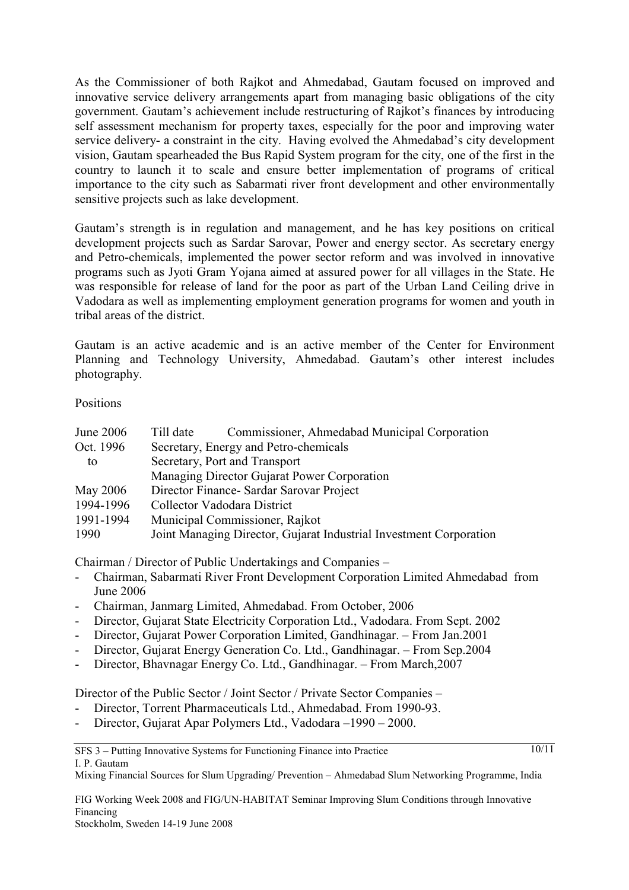As the Commissioner of both Rajkot and Ahmedabad, Gautam focused on improved and innovative service delivery arrangements apart from managing basic obligations of the city government. Gautam's achievement include restructuring of Rajkot's finances by introducing self assessment mechanism for property taxes, especially for the poor and improving water service delivery- a constraint in the city. Having evolved the Ahmedabad's city development vision, Gautam spearheaded the Bus Rapid System program for the city, one of the first in the country to launch it to scale and ensure better implementation of programs of critical importance to the city such as Sabarmati river front development and other environmentally sensitive projects such as lake development.

Gautam's strength is in regulation and management, and he has key positions on critical development projects such as Sardar Sarovar, Power and energy sector. As secretary energy and Petro-chemicals, implemented the power sector reform and was involved in innovative programs such as Jyoti Gram Yojana aimed at assured power for all villages in the State. He was responsible for release of land for the poor as part of the Urban Land Ceiling drive in Vadodara as well as implementing employment generation programs for women and youth in tribal areas of the district.

Gautam is an active academic and is an active member of the Center for Environment Planning and Technology University, Ahmedabad. Gautam's other interest includes photography.

Positions

| | |
|---|---|
| June 2006 | Till date Commissioner, Ahmedabad Municipal Corporation |
| Oct. 1996 | Secretary, Energy and Petro-chemicals |
| to | Secretary, Port and Transport |
| | Managing Director Gujarat Power Corporation |
| May 2006 | Director Finance- Sardar Sarovar Project |
| 1994-1996 | Collector Vadodara District |
| 1991-1994 | Municipal Commissioner, Rajkot |
| 1990 | Joint Managing Director, Gujarat Industrial Investment Corporation |

Chairman / Director of Public Undertakings and Companies –

- Chairman, Sabarmati River Front Development Corporation Limited Ahmedabad from June 2006
- Chairman, Janmarg Limited, Ahmedabad. From October, 2006
- Director, Gujarat State Electricity Corporation Ltd., Vadodara. From Sept. 2002
- Director, Gujarat Power Corporation Limited, Gandhinagar. – From Jan.2001
- Director, Gujarat Energy Generation Co. Ltd., Gandhinagar. – From Sep.2004
- Director, Bhavnagar Energy Co. Ltd., Gandhinagar. – From March,2007

Director of the Public Sector / Joint Sector / Private Sector Companies –

- Director, Torrent Pharmaceuticals Ltd., Ahmedabad. From 1990-93.
- Director, Gujarat Apar Polymers Ltd., Vadodara –1990 – 2000.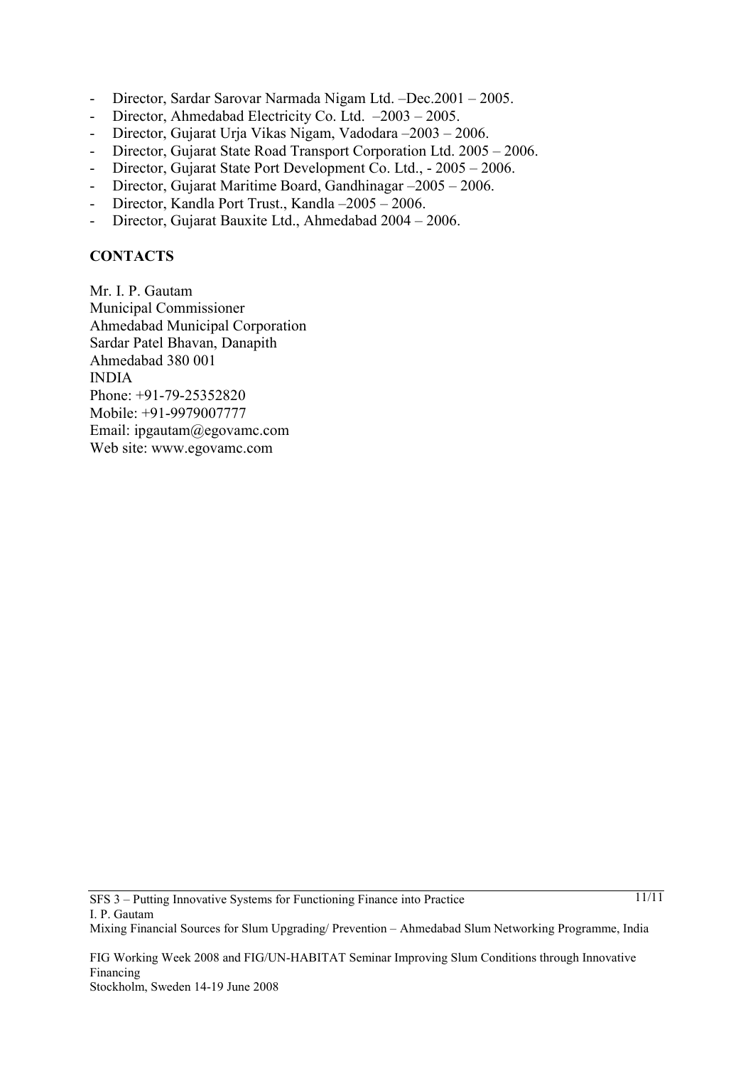- Director, Sardar Sarovar Narmada Nigam Ltd. –Dec.2001 – 2005.
- Director, Ahmedabad Electricity Co. Ltd. –2003 – 2005.
- Director, Gujarat Urja Vikas Nigam, Vadodara –2003 – 2006.
- Director, Gujarat State Road Transport Corporation Ltd. 2005 – 2006.
- Director, Gujarat State Port Development Co. Ltd., - 2005 – 2006.
- Director, Gujarat Maritime Board, Gandhinagar –2005 – 2006.
- Director, Kandla Port Trust., Kandla –2005 – 2006.
- Director, Gujarat Bauxite Ltd., Ahmedabad 2004 – 2006.

**CONTACTS**

Mr. I. P. Gautam
Municipal Commissioner
Ahmedabad Municipal Corporation
Sardar Patel Bhavan, Danapith
Ahmedabad 380 001
INDIA
Phone: +91-79-25352820
Mobile: +91-9979007777
Email: ipgautam@egovamc.com
Web site: www.egovamc.com